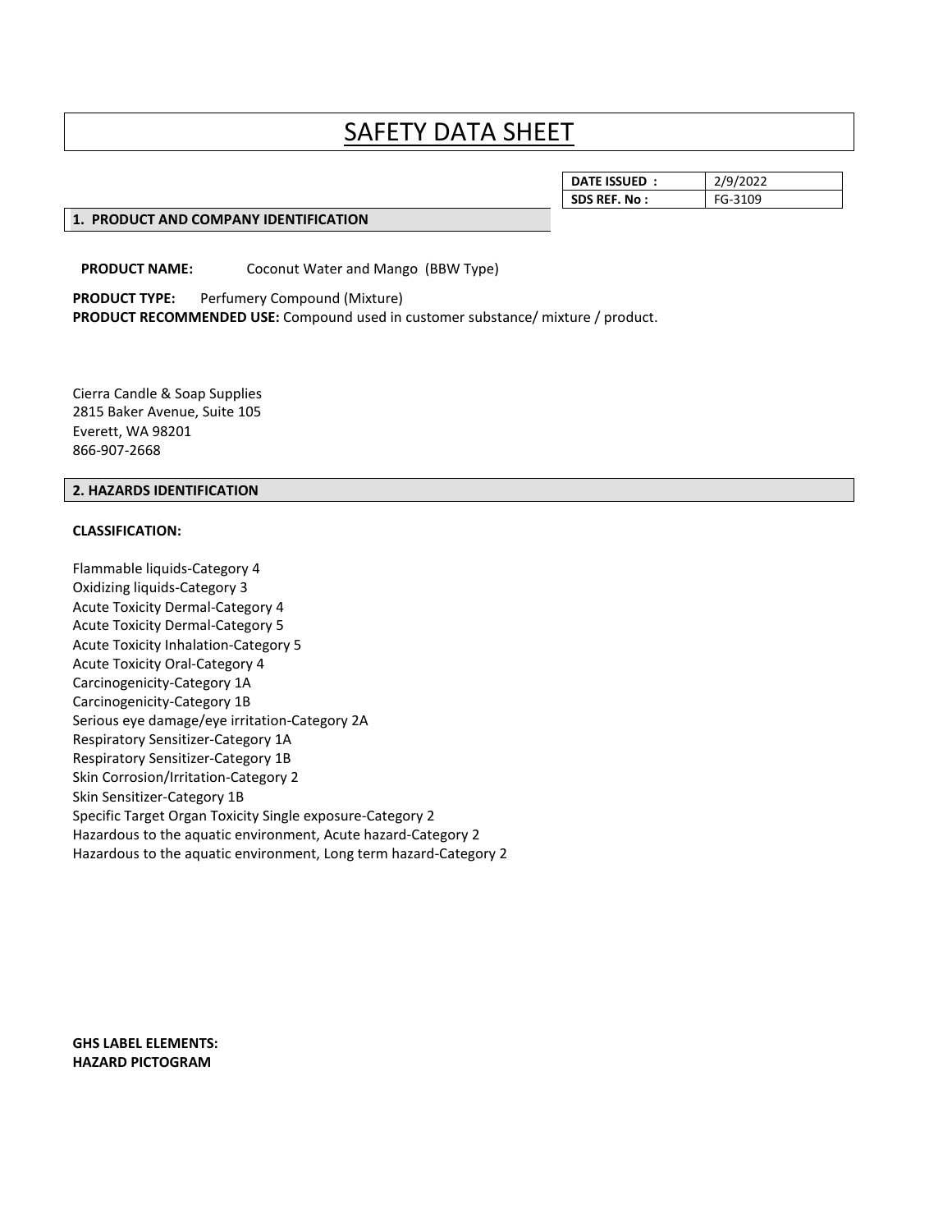# SAFETY DATA SHEET

| DATE ISSUED : | 2/9/2022 |
| --- | --- |
| SDS REF. No : | FG-3109 |

## 1. PRODUCT AND COMPANY IDENTIFICATION

**PRODUCT NAME:** Coconut Water and Mango (BBW Type)

**PRODUCT TYPE:** Perfumery Compound (Mixture)
**PRODUCT RECOMMENDED USE:** Compound used in customer substance/ mixture / product.

Cierra Candle & Soap Supplies
2815 Baker Avenue, Suite 105
Everett, WA 98201
866-907-2668

## 2. HAZARDS IDENTIFICATION

**CLASSIFICATION:**

Flammable liquids-Category 4
Oxidizing liquids-Category 3
Acute Toxicity Dermal-Category 4
Acute Toxicity Dermal-Category 5
Acute Toxicity Inhalation-Category 5
Acute Toxicity Oral-Category 4
Carcinogenicity-Category 1A
Carcinogenicity-Category 1B
Serious eye damage/eye irritation-Category 2A
Respiratory Sensitizer-Category 1A
Respiratory Sensitizer-Category 1B
Skin Corrosion/Irritation-Category 2
Skin Sensitizer-Category 1B
Specific Target Organ Toxicity Single exposure-Category 2
Hazardous to the aquatic environment, Acute hazard-Category 2
Hazardous to the aquatic environment, Long term hazard-Category 2

**GHS LABEL ELEMENTS:**
**HAZARD PICTOGRAM**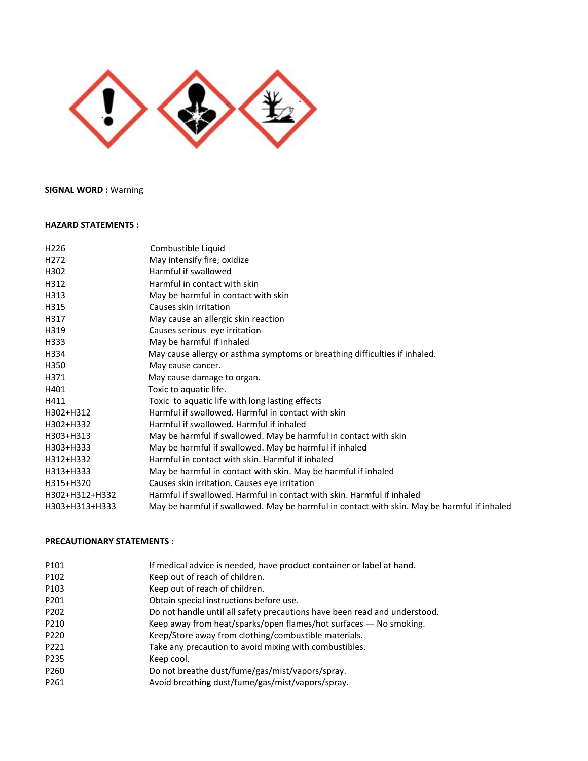**SIGNAL WORD :** Warning

**HAZARD STATEMENTS :**

| | |
|---|---|
| H226 | Combustible Liquid |
| H272 | May intensify fire; oxidize |
| H302 | Harmful if swallowed |
| H312 | Harmful in contact with skin |
| H313 | May be harmful in contact with skin |
| H315 | Causes skin irritation |
| H317 | May cause an allergic skin reaction |
| H319 | Causes serious eye irritation |
| H333 | May be harmful if inhaled |
| H334 | May cause allergy or asthma symptoms or breathing difficulties if inhaled. |
| H350 | May cause cancer. |
| H371 | May cause damage to organ. |
| H401 | Toxic to aquatic life. |
| H411 | Toxic to aquatic life with long lasting effects |
| H302+H312 | Harmful if swallowed. Harmful in contact with skin |
| H302+H332 | Harmful if swallowed. Harmful if inhaled |
| H303+H313 | May be harmful if swallowed. May be harmful in contact with skin |
| H303+H333 | May be harmful if swallowed. May be harmful if inhaled |
| H312+H332 | Harmful in contact with skin. Harmful if inhaled |
| H313+H333 | May be harmful in contact with skin. May be harmful if inhaled |
| H315+H320 | Causes skin irritation. Causes eye irritation |
| H302+H312+H332 | Harmful if swallowed. Harmful in contact with skin. Harmful if inhaled |
| H303+H313+H333 | May be harmful if swallowed. May be harmful in contact with skin. May be harmful if inhaled |

**PRECAUTIONARY STATEMENTS :**

| | |
|---|---|
| P101 | If medical advice is needed, have product container or label at hand. |
| P102 | Keep out of reach of children. |
| P103 | Keep out of reach of children. |
| P201 | Obtain special instructions before use. |
| P202 | Do not handle until all safety precautions have been read and understood. |
| P210 | Keep away from heat/sparks/open flames/hot surfaces — No smoking. |
| P220 | Keep/Store away from clothing/combustible materials. |
| P221 | Take any precaution to avoid mixing with combustibles. |
| P235 | Keep cool. |
| P260 | Do not breathe dust/fume/gas/mist/vapors/spray. |
| P261 | Avoid breathing dust/fume/gas/mist/vapors/spray. |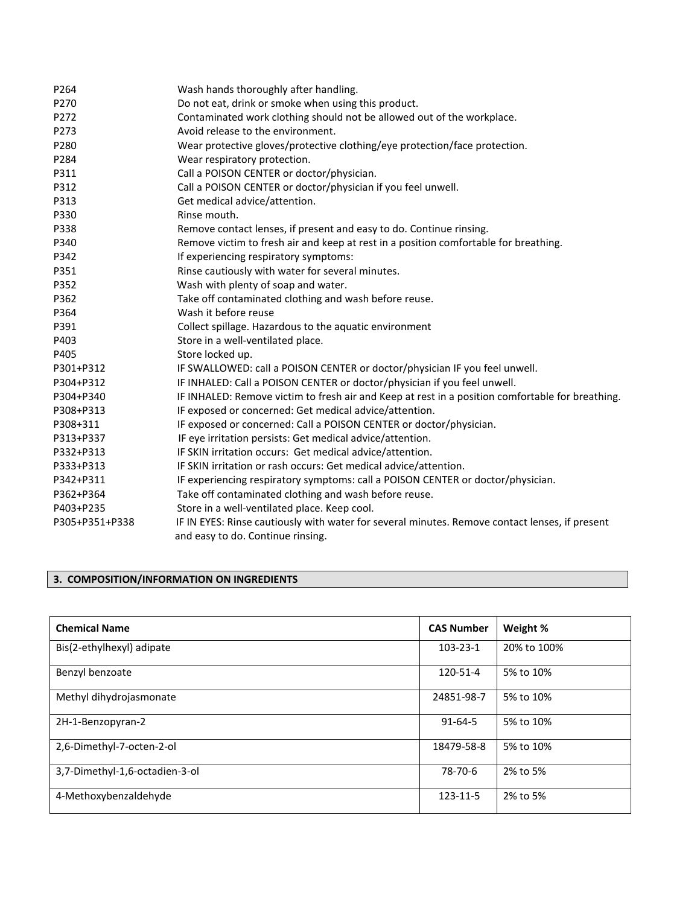| | |
|---|---|
| P264 | Wash hands thoroughly after handling. |
| P270 | Do not eat, drink or smoke when using this product. |
| P272 | Contaminated work clothing should not be allowed out of the workplace. |
| P273 | Avoid release to the environment. |
| P280 | Wear protective gloves/protective clothing/eye protection/face protection. |
| P284 | Wear respiratory protection. |
| P311 | Call a POISON CENTER or doctor/physician. |
| P312 | Call a POISON CENTER or doctor/physician if you feel unwell. |
| P313 | Get medical advice/attention. |
| P330 | Rinse mouth. |
| P338 | Remove contact lenses, if present and easy to do. Continue rinsing. |
| P340 | Remove victim to fresh air and keep at rest in a position comfortable for breathing. |
| P342 | If experiencing respiratory symptoms: |
| P351 | Rinse cautiously with water for several minutes. |
| P352 | Wash with plenty of soap and water. |
| P362 | Take off contaminated clothing and wash before reuse. |
| P364 | Wash it before reuse |
| P391 | Collect spillage. Hazardous to the aquatic environment |
| P403 | Store in a well-ventilated place. |
| P405 | Store locked up. |
| P301+P312 | IF SWALLOWED: call a POISON CENTER or doctor/physician IF you feel unwell. |
| P304+P312 | IF INHALED: Call a POISON CENTER or doctor/physician if you feel unwell. |
| P304+P340 | IF INHALED: Remove victim to fresh air and Keep at rest in a position comfortable for breathing. |
| P308+P313 | IF exposed or concerned: Get medical advice/attention. |
| P308+311 | IF exposed or concerned: Call a POISON CENTER or doctor/physician. |
| P313+P337 | IF eye irritation persists: Get medical advice/attention. |
| P332+P313 | IF SKIN irritation occurs: Get medical advice/attention. |
| P333+P313 | IF SKIN irritation or rash occurs: Get medical advice/attention. |
| P342+P311 | IF experiencing respiratory symptoms: call a POISON CENTER or doctor/physician. |
| P362+P364 | Take off contaminated clothing and wash before reuse. |
| P403+P235 | Store in a well-ventilated place. Keep cool. |
| P305+P351+P338 | IF IN EYES: Rinse cautiously with water for several minutes. Remove contact lenses, if present and easy to do. Continue rinsing. |

## 3. COMPOSITION/INFORMATION ON INGREDIENTS

| Chemical Name | CAS Number | Weight % |
|---|---|---|
| Bis(2-ethylhexyl) adipate | 103-23-1 | 20% to 100% |
| Benzyl benzoate | 120-51-4 | 5% to 10% |
| Methyl dihydrojasmonate | 24851-98-7 | 5% to 10% |
| 2H-1-Benzopyran-2 | 91-64-5 | 5% to 10% |
| 2,6-Dimethyl-7-octen-2-ol | 18479-58-8 | 5% to 10% |
| 3,7-Dimethyl-1,6-octadien-3-ol | 78-70-6 | 2% to 5% |
| 4-Methoxybenzaldehyde | 123-11-5 | 2% to 5% |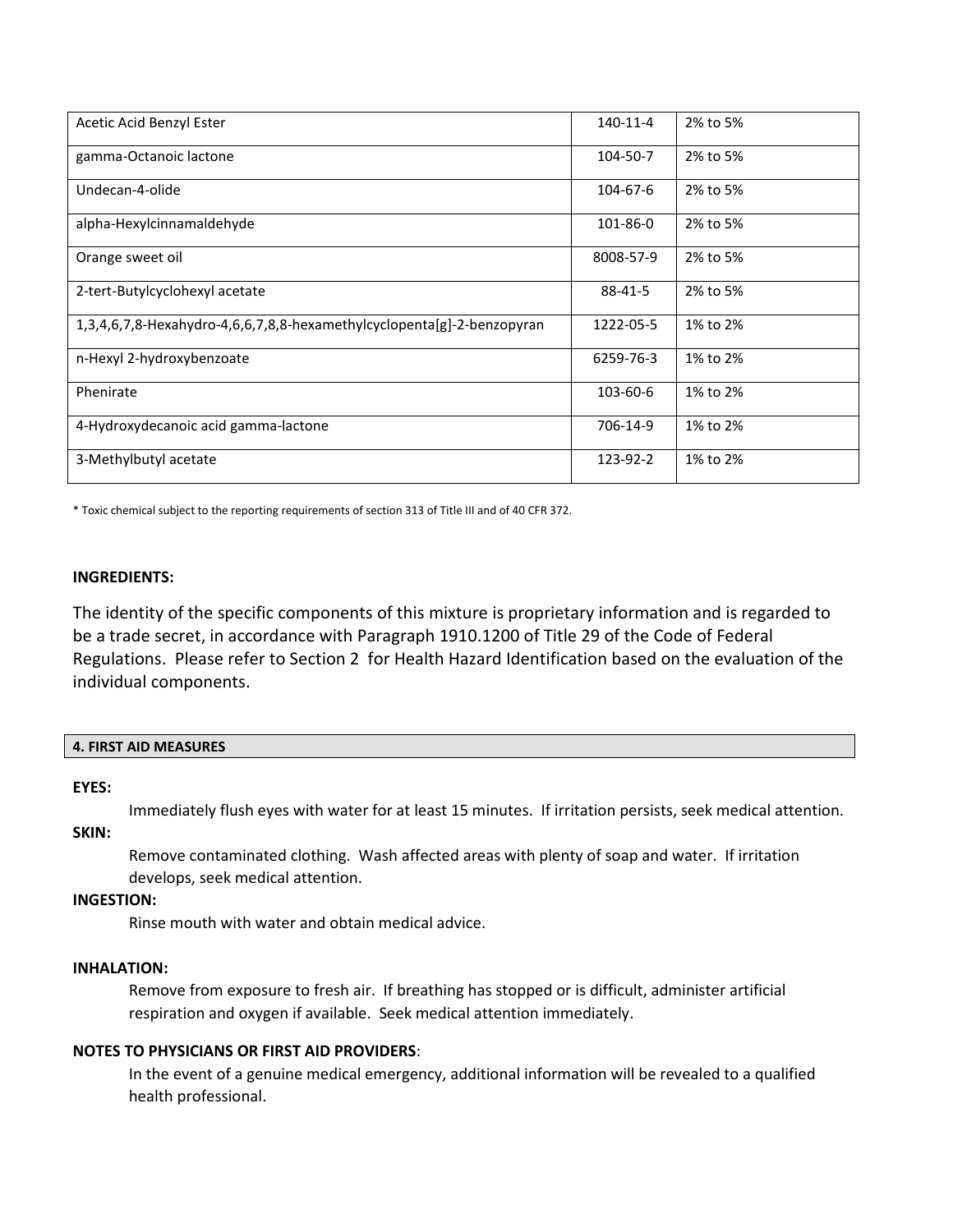| | | |
|---|---|---|
| Acetic Acid Benzyl Ester | 140-11-4 | 2% to 5% |
| gamma-Octanoic lactone | 104-50-7 | 2% to 5% |
| Undecan-4-olide | 104-67-6 | 2% to 5% |
| alpha-Hexylcinnamaldehyde | 101-86-0 | 2% to 5% |
| Orange sweet oil | 8008-57-9 | 2% to 5% |
| 2-tert-Butylcyclohexyl acetate | 88-41-5 | 2% to 5% |
| 1,3,4,6,7,8-Hexahydro-4,6,6,7,8,8-hexamethylcyclopenta[g]-2-benzopyran | 1222-05-5 | 1% to 2% |
| n-Hexyl 2-hydroxybenzoate | 6259-76-3 | 1% to 2% |
| Phenirate | 103-60-6 | 1% to 2% |
| 4-Hydroxydecanoic acid gamma-lactone | 706-14-9 | 1% to 2% |
| 3-Methylbutyl acetate | 123-92-2 | 1% to 2% |

* Toxic chemical subject to the reporting requirements of section 313 of Title III and of 40 CFR 372.

**INGREDIENTS:**

The identity of the specific components of this mixture is proprietary information and is regarded to be a trade secret, in accordance with Paragraph 1910.1200 of Title 29 of the Code of Federal Regulations. Please refer to Section 2 for Health Hazard Identification based on the evaluation of the individual components.

## 4. FIRST AID MEASURES

**EYES:**

Immediately flush eyes with water for at least 15 minutes. If irritation persists, seek medical attention.

**SKIN:**

Remove contaminated clothing. Wash affected areas with plenty of soap and water. If irritation develops, seek medical attention.

**INGESTION:**

Rinse mouth with water and obtain medical advice.

**INHALATION:**

Remove from exposure to fresh air. If breathing has stopped or is difficult, administer artificial respiration and oxygen if available. Seek medical attention immediately.

**NOTES TO PHYSICIANS OR FIRST AID PROVIDERS**:

In the event of a genuine medical emergency, additional information will be revealed to a qualified health professional.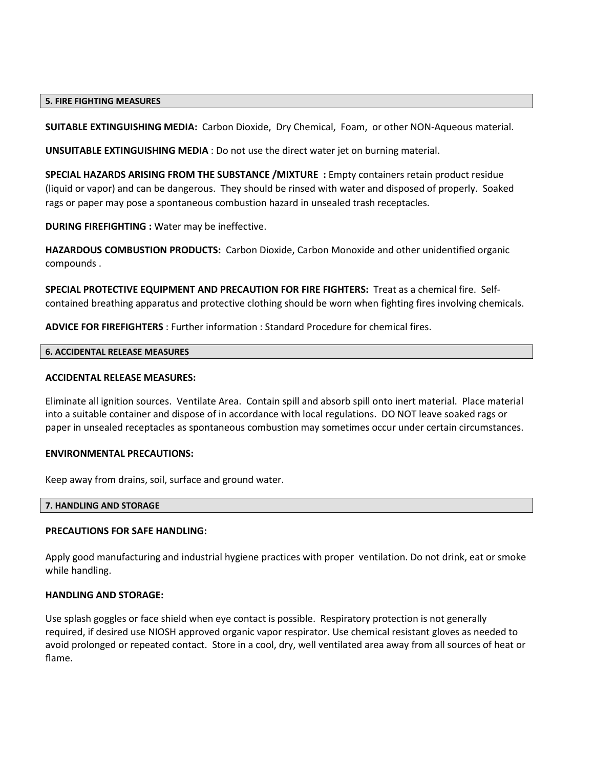## 5. FIRE FIGHTING MEASURES

**SUITABLE EXTINGUISHING MEDIA:** Carbon Dioxide, Dry Chemical, Foam, or other NON-Aqueous material.

**UNSUITABLE EXTINGUISHING MEDIA** : Do not use the direct water jet on burning material.

**SPECIAL HAZARDS ARISING FROM THE SUBSTANCE /MIXTURE :** Empty containers retain product residue (liquid or vapor) and can be dangerous. They should be rinsed with water and disposed of properly. Soaked rags or paper may pose a spontaneous combustion hazard in unsealed trash receptacles.

**DURING FIREFIGHTING :** Water may be ineffective.

**HAZARDOUS COMBUSTION PRODUCTS:** Carbon Dioxide, Carbon Monoxide and other unidentified organic compounds .

**SPECIAL PROTECTIVE EQUIPMENT AND PRECAUTION FOR FIRE FIGHTERS:** Treat as a chemical fire. Self-contained breathing apparatus and protective clothing should be worn when fighting fires involving chemicals.

**ADVICE FOR FIREFIGHTERS** : Further information : Standard Procedure for chemical fires.

## 6. ACCIDENTAL RELEASE MEASURES

**ACCIDENTAL RELEASE MEASURES:**

Eliminate all ignition sources. Ventilate Area. Contain spill and absorb spill onto inert material. Place material into a suitable container and dispose of in accordance with local regulations. DO NOT leave soaked rags or paper in unsealed receptacles as spontaneous combustion may sometimes occur under certain circumstances.

**ENVIRONMENTAL PRECAUTIONS:**

Keep away from drains, soil, surface and ground water.

## 7. HANDLING AND STORAGE

**PRECAUTIONS FOR SAFE HANDLING:**

Apply good manufacturing and industrial hygiene practices with proper ventilation. Do not drink, eat or smoke while handling.

**HANDLING AND STORAGE:**

Use splash goggles or face shield when eye contact is possible. Respiratory protection is not generally required, if desired use NIOSH approved organic vapor respirator. Use chemical resistant gloves as needed to avoid prolonged or repeated contact. Store in a cool, dry, well ventilated area away from all sources of heat or flame.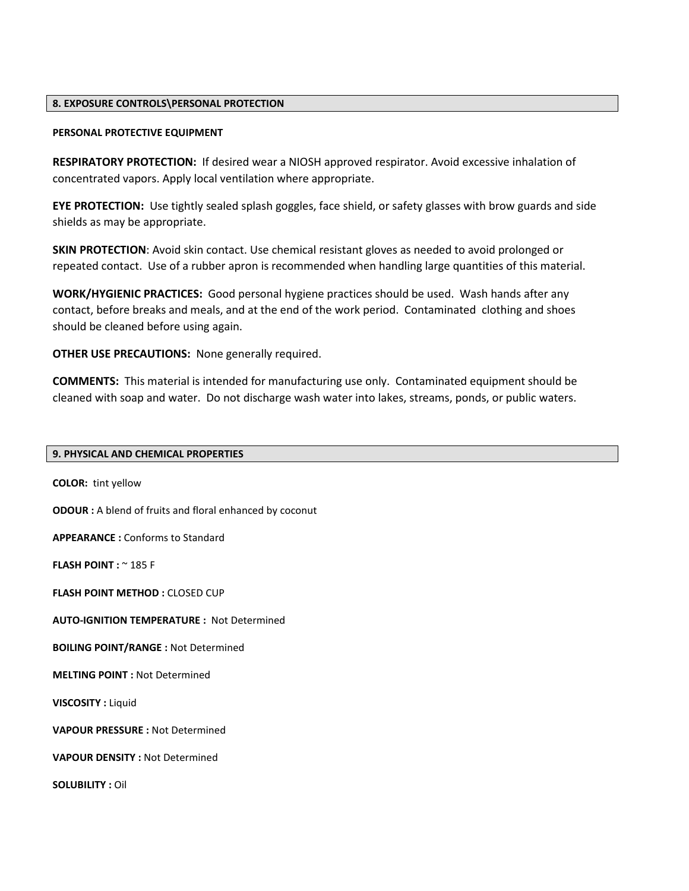## 8. EXPOSURE CONTROLS\PERSONAL PROTECTION

**PERSONAL PROTECTIVE EQUIPMENT**

**RESPIRATORY PROTECTION:** If desired wear a NIOSH approved respirator. Avoid excessive inhalation of concentrated vapors. Apply local ventilation where appropriate.

**EYE PROTECTION:** Use tightly sealed splash goggles, face shield, or safety glasses with brow guards and side shields as may be appropriate.

**SKIN PROTECTION**: Avoid skin contact. Use chemical resistant gloves as needed to avoid prolonged or repeated contact. Use of a rubber apron is recommended when handling large quantities of this material.

**WORK/HYGIENIC PRACTICES:** Good personal hygiene practices should be used. Wash hands after any contact, before breaks and meals, and at the end of the work period. Contaminated clothing and shoes should be cleaned before using again.

**OTHER USE PRECAUTIONS:** None generally required.

**COMMENTS:** This material is intended for manufacturing use only. Contaminated equipment should be cleaned with soap and water. Do not discharge wash water into lakes, streams, ponds, or public waters.

## 9. PHYSICAL AND CHEMICAL PROPERTIES

**COLOR:** tint yellow

**ODOUR :** A blend of fruits and floral enhanced by coconut

**APPEARANCE :** Conforms to Standard

**FLASH POINT :** ~ 185 F

**FLASH POINT METHOD :** CLOSED CUP

**AUTO-IGNITION TEMPERATURE :** Not Determined

**BOILING POINT/RANGE :** Not Determined

**MELTING POINT :** Not Determined

**VISCOSITY :** Liquid

**VAPOUR PRESSURE :** Not Determined

**VAPOUR DENSITY :** Not Determined

**SOLUBILITY :** Oil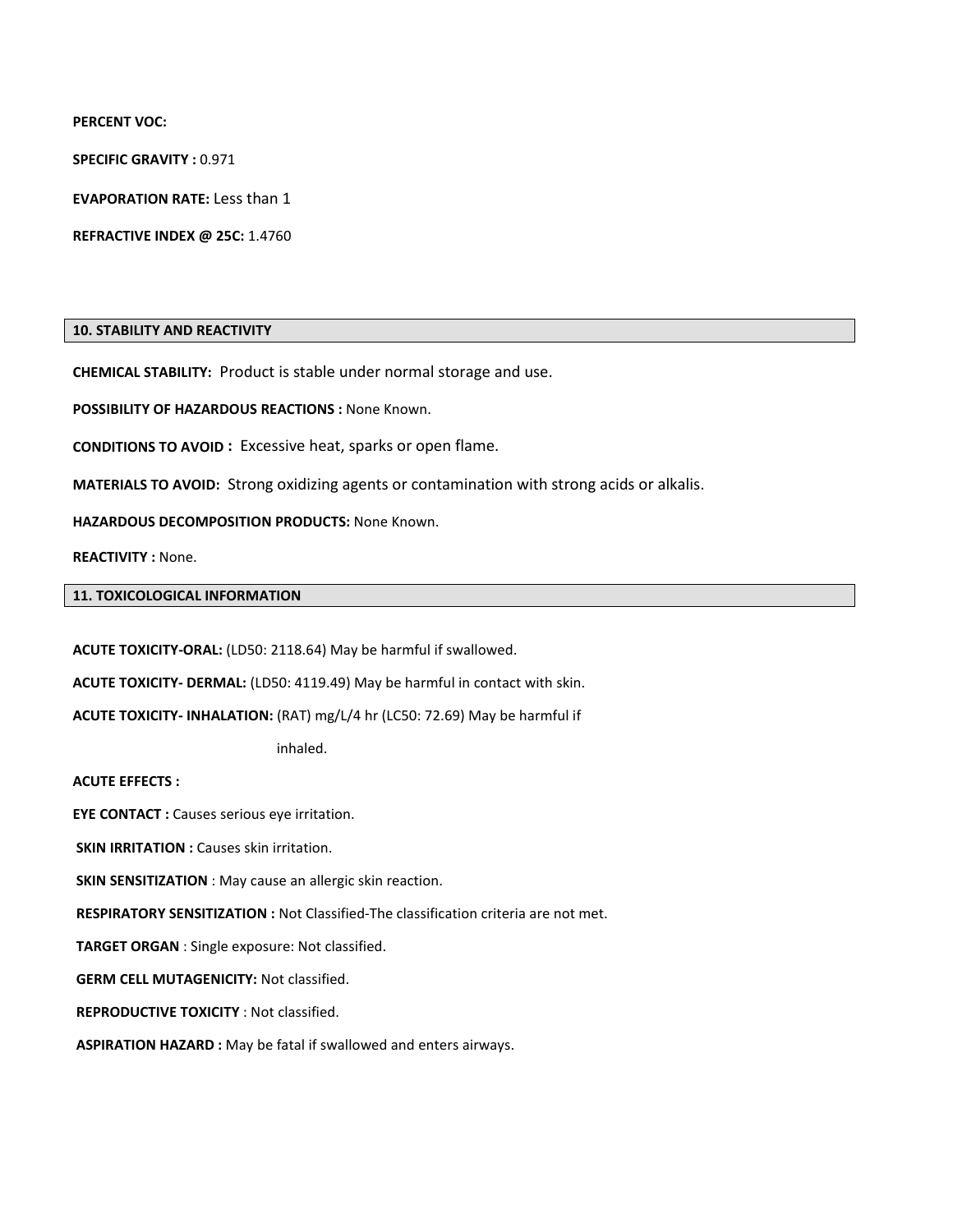**PERCENT VOC:**

**SPECIFIC GRAVITY :** 0.971

**EVAPORATION RATE:** Less than 1

**REFRACTIVE INDEX @ 25C:** 1.4760

## 10. STABILITY AND REACTIVITY

**CHEMICAL STABILITY:** Product is stable under normal storage and use.

**POSSIBILITY OF HAZARDOUS REACTIONS :** None Known.

**CONDITIONS TO AVOID :** Excessive heat, sparks or open flame.

**MATERIALS TO AVOID:** Strong oxidizing agents or contamination with strong acids or alkalis.

**HAZARDOUS DECOMPOSITION PRODUCTS:** None Known.

**REACTIVITY :** None.

## 11. TOXICOLOGICAL INFORMATION

**ACUTE TOXICITY-ORAL:** (LD50: 2118.64) May be harmful if swallowed.

**ACUTE TOXICITY- DERMAL:** (LD50: 4119.49) May be harmful in contact with skin.

**ACUTE TOXICITY- INHALATION:** (RAT) mg/L/4 hr (LC50: 72.69) May be harmful if inhaled.

**ACUTE EFFECTS :**

**EYE CONTACT :** Causes serious eye irritation.

**SKIN IRRITATION :** Causes skin irritation.

**SKIN SENSITIZATION** : May cause an allergic skin reaction.

**RESPIRATORY SENSITIZATION :** Not Classified-The classification criteria are not met.

**TARGET ORGAN** : Single exposure: Not classified.

**GERM CELL MUTAGENICITY:** Not classified.

**REPRODUCTIVE TOXICITY** : Not classified.

**ASPIRATION HAZARD :** May be fatal if swallowed and enters airways.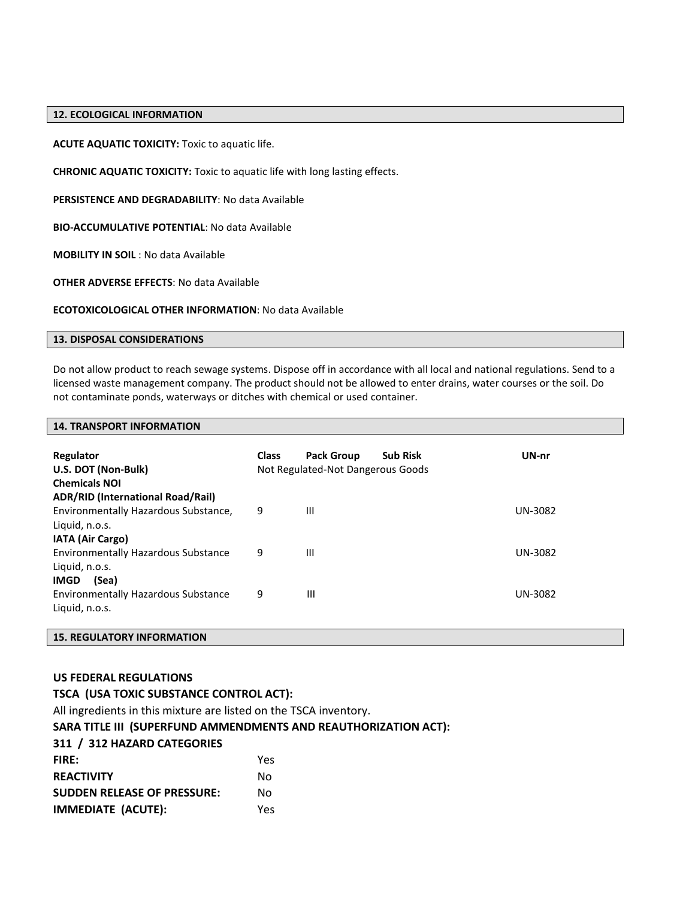## 12. ECOLOGICAL INFORMATION

**ACUTE AQUATIC TOXICITY:** Toxic to aquatic life.

**CHRONIC AQUATIC TOXICITY:** Toxic to aquatic life with long lasting effects.

**PERSISTENCE AND DEGRADABILITY**: No data Available

**BIO-ACCUMULATIVE POTENTIAL**: No data Available

**MOBILITY IN SOIL** : No data Available

**OTHER ADVERSE EFFECTS**: No data Available

**ECOTOXICOLOGICAL OTHER INFORMATION**: No data Available

## 13. DISPOSAL CONSIDERATIONS

Do not allow product to reach sewage systems. Dispose off in accordance with all local and national regulations. Send to a licensed waste management company. The product should not be allowed to enter drains, water courses or the soil. Do not contaminate ponds, waterways or ditches with chemical or used container.

## 14. TRANSPORT INFORMATION

| Regulator | Class | Pack Group | Sub Risk | UN-nr |
|---|---|---|---|---|
| **U.S. DOT (Non-Bulk)** | Not Regulated-Not Dangerous Goods | | | |
| **Chemicals NOI** | | | | |
| **ADR/RID (International Road/Rail)** | | | | |
| Environmentally Hazardous Substance, Liquid, n.o.s. | 9 | III | | UN-3082 |
| **IATA (Air Cargo)** | | | | |
| Environmentally Hazardous Substance Liquid, n.o.s. | 9 | III | | UN-3082 |
| **IMGD (Sea)** | | | | |
| Environmentally Hazardous Substance Liquid, n.o.s. | 9 | III | | UN-3082 |

## 15. REGULATORY INFORMATION

**US FEDERAL REGULATIONS**

**TSCA (USA TOXIC SUBSTANCE CONTROL ACT):**

All ingredients in this mixture are listed on the TSCA inventory.

**SARA TITLE III (SUPERFUND AMMENDMENTS AND REAUTHORIZATION ACT):**

**311 / 312 HAZARD CATEGORIES**

| | |
|---|---|
| **FIRE:** | Yes |
| **REACTIVITY** | No |
| **SUDDEN RELEASE OF PRESSURE:** | No |
| **IMMEDIATE (ACUTE):** | Yes |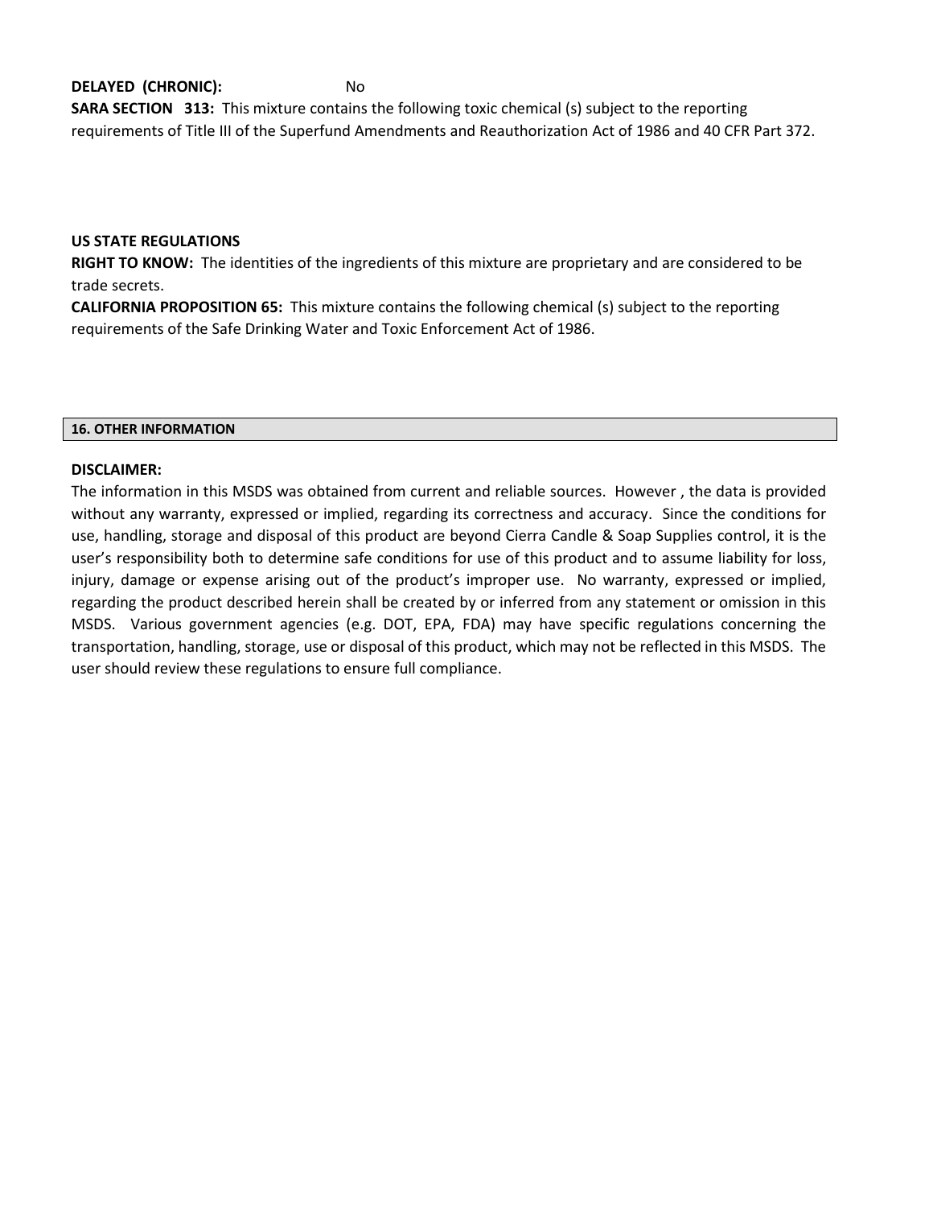**DELAYED (CHRONIC):** No

**SARA SECTION 313:** This mixture contains the following toxic chemical (s) subject to the reporting requirements of Title III of the Superfund Amendments and Reauthorization Act of 1986 and 40 CFR Part 372.

**US STATE REGULATIONS**

**RIGHT TO KNOW:** The identities of the ingredients of this mixture are proprietary and are considered to be trade secrets.

**CALIFORNIA PROPOSITION 65:** This mixture contains the following chemical (s) subject to the reporting requirements of the Safe Drinking Water and Toxic Enforcement Act of 1986.

## 16. OTHER INFORMATION

**DISCLAIMER:**

The information in this MSDS was obtained from current and reliable sources. However , the data is provided without any warranty, expressed or implied, regarding its correctness and accuracy. Since the conditions for use, handling, storage and disposal of this product are beyond Cierra Candle & Soap Supplies control, it is the user's responsibility both to determine safe conditions for use of this product and to assume liability for loss, injury, damage or expense arising out of the product's improper use. No warranty, expressed or implied, regarding the product described herein shall be created by or inferred from any statement or omission in this MSDS. Various government agencies (e.g. DOT, EPA, FDA) may have specific regulations concerning the transportation, handling, storage, use or disposal of this product, which may not be reflected in this MSDS. The user should review these regulations to ensure full compliance.